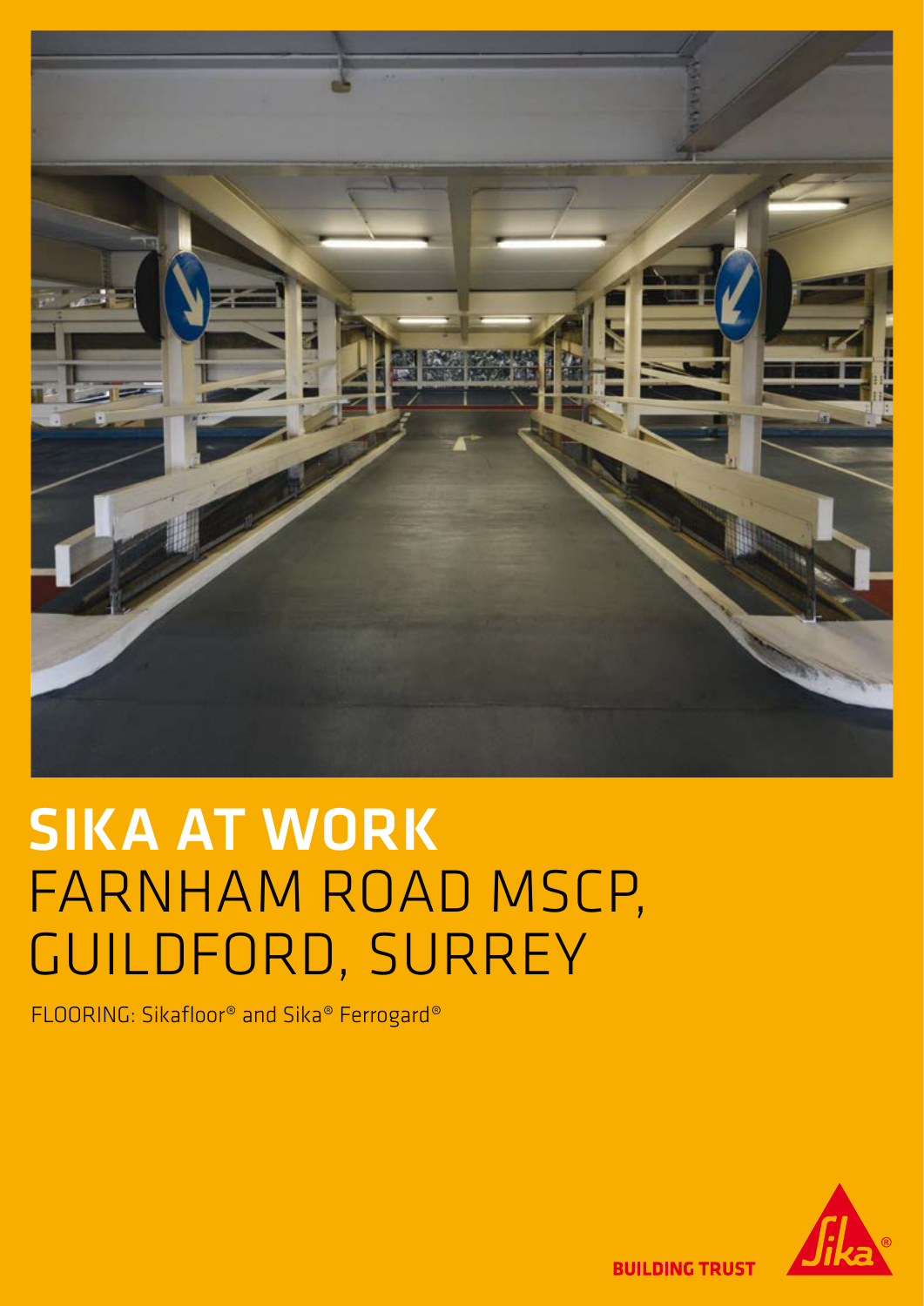# SIKA AT WORK
# FARNHAM ROAD MSCP, GUILDFORD, SURREY

FLOORING: Sikafloor® and Sika® Ferrogard®

BUILDING TRUST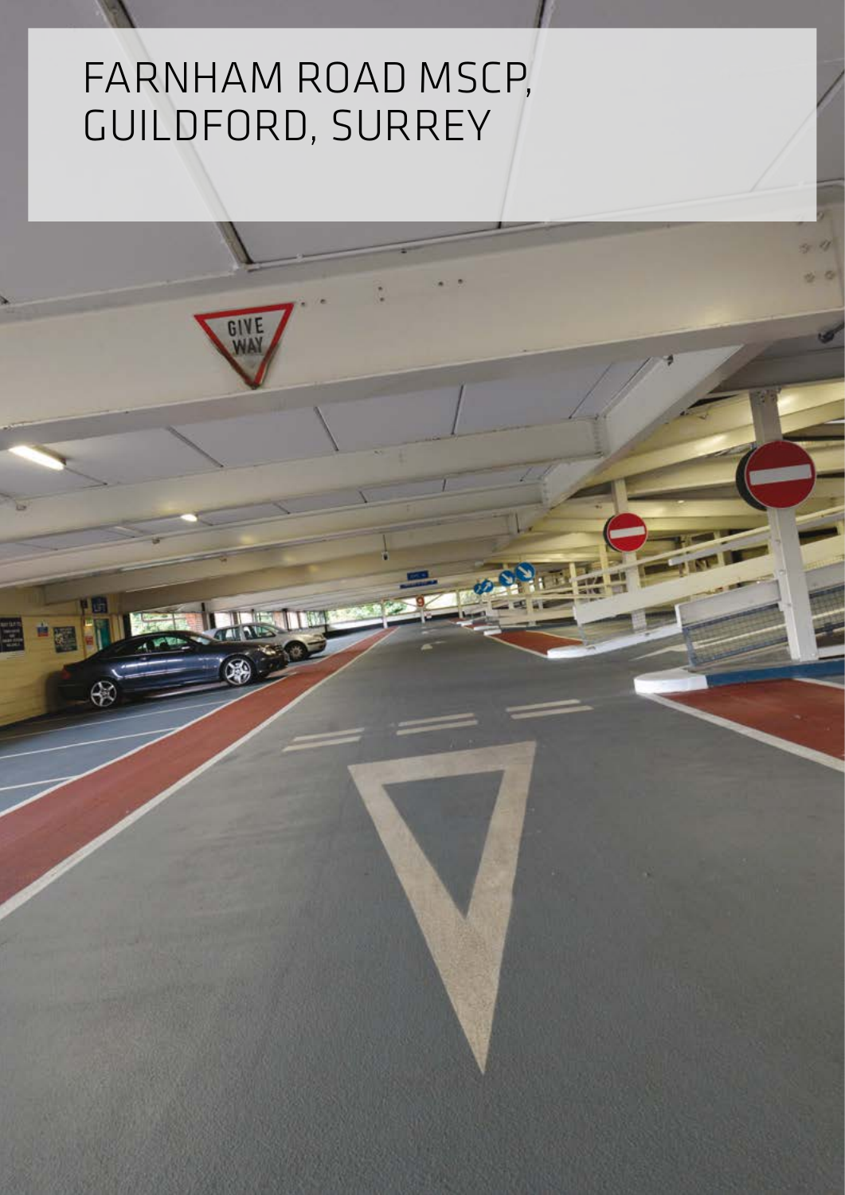# FARNHAM ROAD MSCP, GUILDFORD, SURREY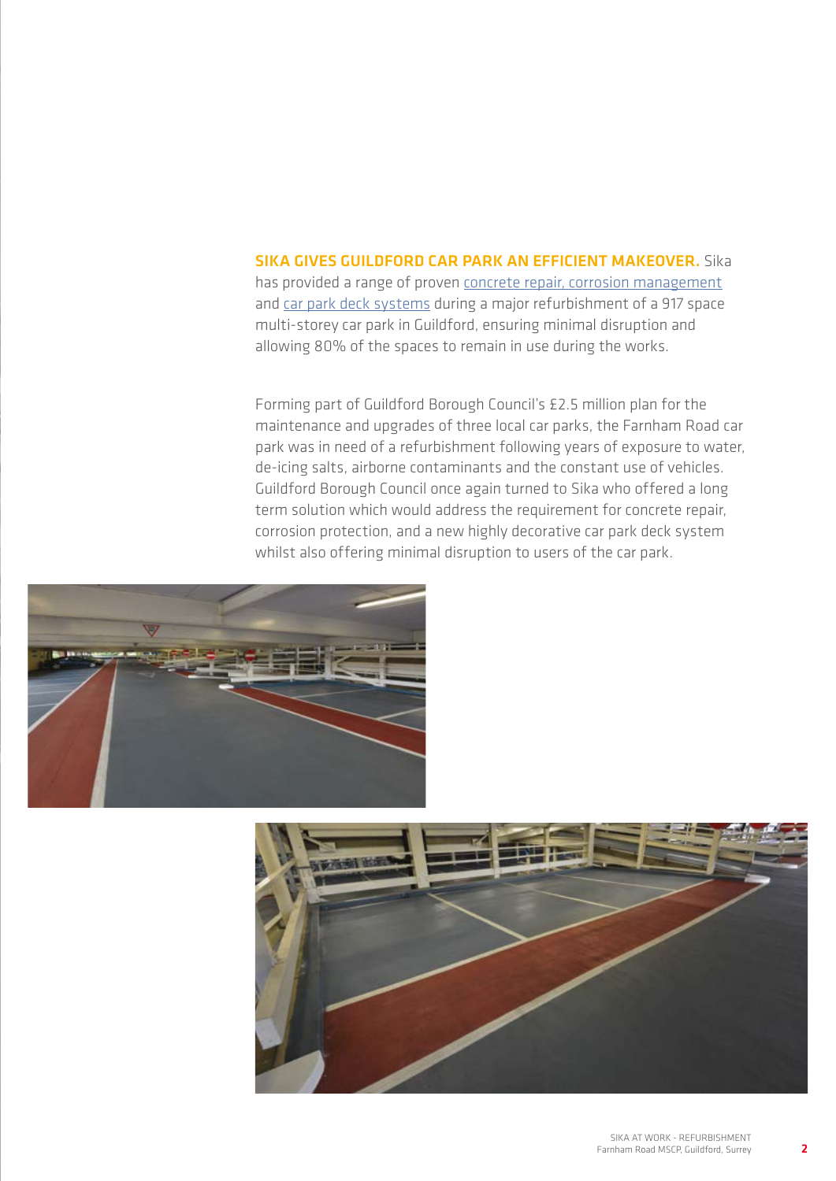**SIKA GIVES GUILDFORD CAR PARK AN EFFICIENT MAKEOVER.** Sika has provided a range of proven concrete repair, corrosion management and car park deck systems during a major refurbishment of a 917 space multi-storey car park in Guildford, ensuring minimal disruption and allowing 80% of the spaces to remain in use during the works.

Forming part of Guildford Borough Council's £2.5 million plan for the maintenance and upgrades of three local car parks, the Farnham Road car park was in need of a refurbishment following years of exposure to water, de-icing salts, airborne contaminants and the constant use of vehicles. Guildford Borough Council once again turned to Sika who offered a long term solution which would address the requirement for concrete repair, corrosion protection, and a new highly decorative car park deck system whilst also offering minimal disruption to users of the car park.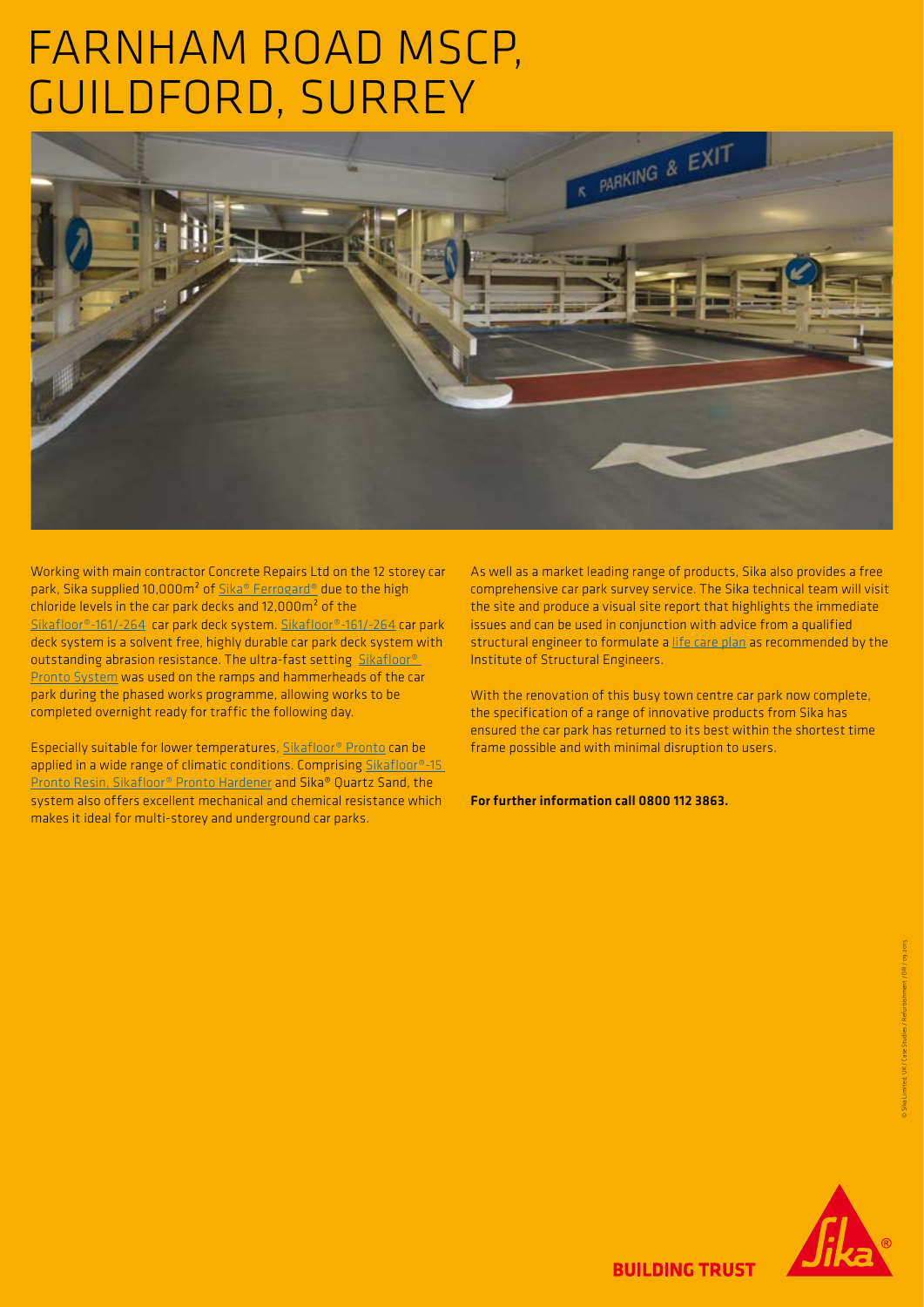# FARNHAM ROAD MSCP, GUILDFORD, SURREY

Working with main contractor Concrete Repairs Ltd on the 12 storey car park, Sika supplied 10,000m² of Sika® Ferrogard® due to the high chloride levels in the car park decks and 12,000m² of the Sikafloor®-161/-264 car park deck system. Sikafloor®-161/-264 car park deck system is a solvent free, highly durable car park deck system with outstanding abrasion resistance. The ultra-fast setting Sikafloor® Pronto System was used on the ramps and hammerheads of the car park during the phased works programme, allowing works to be completed overnight ready for traffic the following day.

Especially suitable for lower temperatures, Sikafloor® Pronto can be applied in a wide range of climatic conditions. Comprising Sikafloor®-15 Pronto Resin, Sikafloor® Pronto Hardener and Sika® Quartz Sand, the system also offers excellent mechanical and chemical resistance which makes it ideal for multi-storey and underground car parks.

As well as a market leading range of products, Sika also provides a free comprehensive car park survey service. The Sika technical team will visit the site and produce a visual site report that highlights the immediate issues and can be used in conjunction with advice from a qualified structural engineer to formulate a life care plan as recommended by the Institute of Structural Engineers.

With the renovation of this busy town centre car park now complete, the specification of a range of innovative products from Sika has ensured the car park has returned to its best within the shortest time frame possible and with minimal disruption to users.

**For further information call 0800 112 3863.**

© Sika Limited UK / Case Studies / Refurbishment / DR / 09.2015

**BUILDING TRUST**